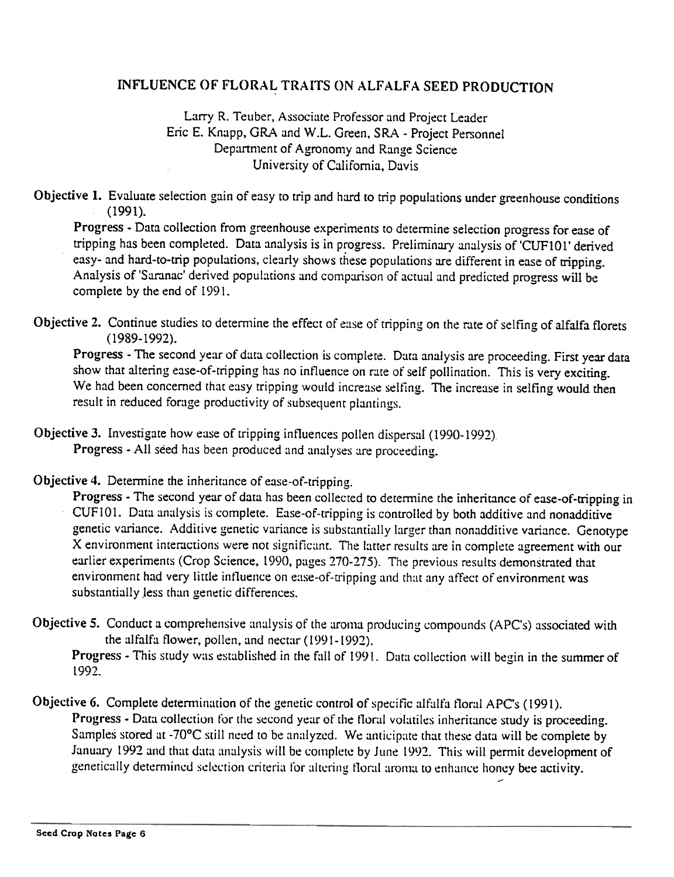# INFLUENCE OF FLORAL TRAITS ON ALFALFA SEED PRODUCTION

Larry R. Teuber, Associate Professor and Project Leader
Eric E. Knapp, GRA and W.L. Green, SRA - Project Personnel
Department of Agronomy and Range Science
University of California, Davis

**Objective 1.** Evaluate selection gain of easy to trip and hard to trip populations under greenhouse conditions (1991).

**Progress** - Data collection from greenhouse experiments to determine selection progress for ease of tripping has been completed. Data analysis is in progress. Preliminary analysis of 'CUF101' derived easy- and hard-to-trip populations, clearly shows these populations are different in ease of tripping. Analysis of 'Saranac' derived populations and comparison of actual and predicted progress will be complete by the end of 1991.

**Objective 2.** Continue studies to determine the effect of ease of tripping on the rate of selfing of alfalfa florets (1989-1992).

**Progress** - The second year of data collection is complete. Data analysis are proceeding. First year data show that altering ease-of-tripping has no influence on rate of self pollination. This is very exciting. We had been concerned that easy tripping would increase selfing. The increase in selfing would then result in reduced forage productivity of subsequent plantings.

**Objective 3.** Investigate how ease of tripping influences pollen dispersal (1990-1992).

**Progress** - All seed has been produced and analyses are proceeding.

**Objective 4.** Determine the inheritance of ease-of-tripping.

**Progress** - The second year of data has been collected to determine the inheritance of ease-of-tripping in CUF101. Data analysis is complete. Ease-of-tripping is controlled by both additive and nonadditive genetic variance. Additive genetic variance is substantially larger than nonadditive variance. Genotype X environment interactions were not significant. The latter results are in complete agreement with our earlier experiments (Crop Science, 1990, pages 270-275). The previous results demonstrated that environment had very little influence on ease-of-tripping and that any affect of environment was substantially less than genetic differences.

**Objective 5.** Conduct a comprehensive analysis of the aroma producing compounds (APC's) associated with the alfalfa flower, pollen, and nectar (1991-1992).

**Progress** - This study was established in the fall of 1991. Data collection will begin in the summer of 1992.

**Objective 6.** Complete determination of the genetic control of specific alfalfa floral APC's (1991).

**Progress** - Data collection for the second year of the floral volatiles inheritance study is proceeding. Samples stored at -70°C still need to be analyzed. We anticipate that these data will be complete by January 1992 and that data analysis will be complete by June 1992. This will permit development of genetically determined selection criteria for altering floral aroma to enhance honey bee activity.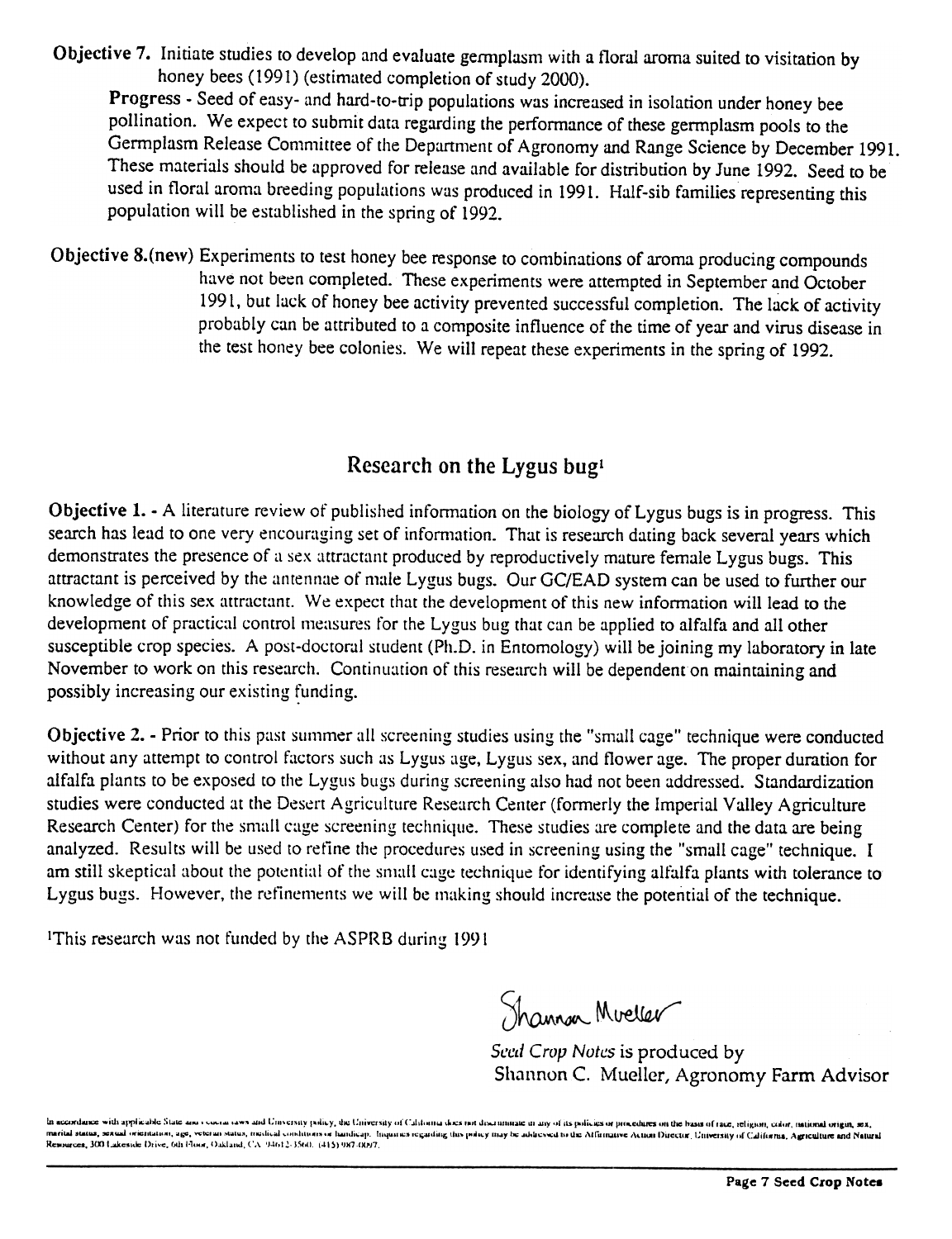**Objective 7.** Initiate studies to develop and evaluate germplasm with a floral aroma suited to visitation by honey bees (1991) (estimated completion of study 2000).

**Progress** - Seed of easy- and hard-to-trip populations was increased in isolation under honey bee pollination. We expect to submit data regarding the performance of these germplasm pools to the Germplasm Release Committee of the Department of Agronomy and Range Science by December 1991. These materials should be approved for release and available for distribution by June 1992. Seed to be used in floral aroma breeding populations was produced in 1991. Half-sib families representing this population will be established in the spring of 1992.

**Objective 8.(new)** Experiments to test honey bee response to combinations of aroma producing compounds have not been completed. These experiments were attempted in September and October 1991, but lack of honey bee activity prevented successful completion. The lack of activity probably can be attributed to a composite influence of the time of year and virus disease in the test honey bee colonies. We will repeat these experiments in the spring of 1992.

## Research on the Lygus bug[1]

**Objective 1.** - A literature review of published information on the biology of Lygus bugs is in progress. This search has lead to one very encouraging set of information. That is research dating back several years which demonstrates the presence of a sex attractant produced by reproductively mature female Lygus bugs. This attractant is perceived by the antennae of male Lygus bugs. Our GC/EAD system can be used to further our knowledge of this sex attractant. We expect that the development of this new information will lead to the development of practical control measures for the Lygus bug that can be applied to alfalfa and all other susceptible crop species. A post-doctoral student (Ph.D. in Entomology) will be joining my laboratory in late November to work on this research. Continuation of this research will be dependent on maintaining and possibly increasing our existing funding.

**Objective 2.** - Prior to this past summer all screening studies using the "small cage" technique were conducted without any attempt to control factors such as Lygus age, Lygus sex, and flower age. The proper duration for alfalfa plants to be exposed to the Lygus bugs during screening also had not been addressed. Standardization studies were conducted at the Desert Agriculture Research Center (formerly the Imperial Valley Agriculture Research Center) for the small cage screening technique. These studies are complete and the data are being analyzed. Results will be used to refine the procedures used in screening using the "small cage" technique. I am still skeptical about the potential of the small cage technique for identifying alfalfa plants with tolerance to Lygus bugs. However, the refinements we will be making should increase the potential of the technique.

[1]This research was not funded by the ASPRB during 1991

Shannon Mueller

*Seed Crop Notes* is produced by
Shannon C. Mueller, Agronomy Farm Advisor

In accordance with applicable State and Federal laws and University policy, the University of California does not discriminate in any of its policies or procedures on the basis of race, religion, color, national origin, sex, marital status, sexual orientation, age, veteran status, medical conditions or handicap. Inquiries regarding this policy may be addressed to the Affirmative Action Director, University of California, Agriculture and Natural Resources, 300 Lakeside Drive, 6th Floor, Oakland, CA 94612-3560. (415) 987-0097.